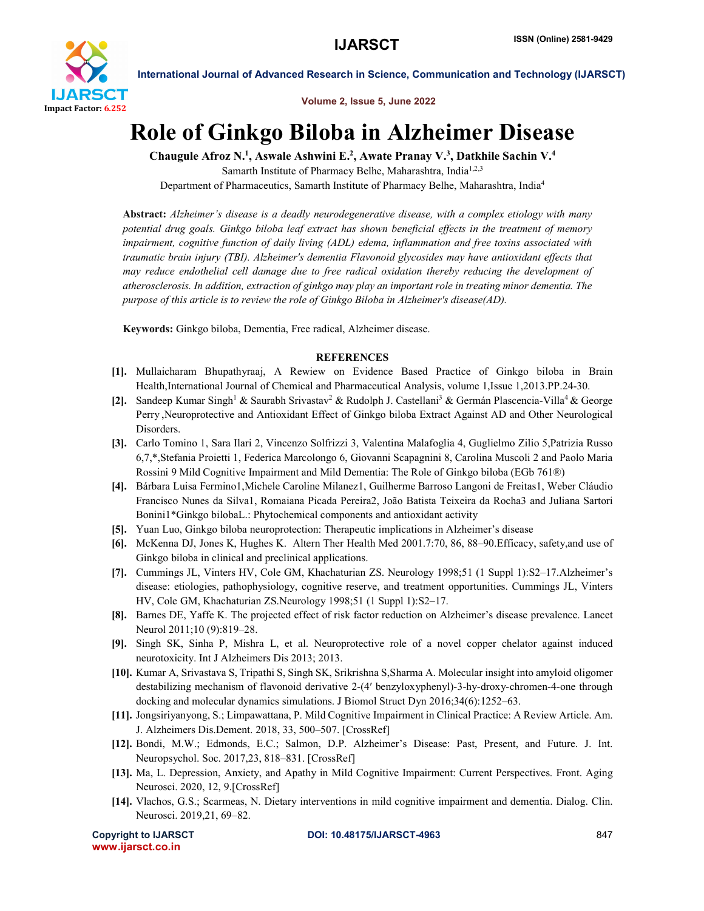# Role of Ginkgo Biloba in Alzheimer Disease

**Chaugule Afroz N.[1], Aswale Ashwini E.[2], Awate Pranay V.[3], Datkhile Sachin V.[4]**

Samarth Institute of Pharmacy Belhe, Maharashtra, India[1,2,3]

Department of Pharmaceutics, Samarth Institute of Pharmacy Belhe, Maharashtra, India[4]

**Abstract:** *Alzheimer's disease is a deadly neurodegenerative disease, with a complex etiology with many potential drug goals. Ginkgo biloba leaf extract has shown beneficial effects in the treatment of memory impairment, cognitive function of daily living (ADL) edema, inflammation and free toxins associated with traumatic brain injury (TBI). Alzheimer's dementia Flavonoid glycosides may have antioxidant effects that may reduce endothelial cell damage due to free radical oxidation thereby reducing the development of atherosclerosis. In addition, extraction of ginkgo may play an important role in treating minor dementia. The purpose of this article is to review the role of Ginkgo Biloba in Alzheimer's disease(AD).*

**Keywords:** Ginkgo biloba, Dementia, Free radical, Alzheimer disease.

## REFERENCES

**[1].** Mullaicharam Bhupathyraaj, A Rewiew on Evidence Based Practice of Ginkgo biloba in Brain Health,International Journal of Chemical and Pharmaceutical Analysis, volume 1,Issue 1,2013.PP.24-30.

**[2].** Sandeep Kumar Singh[1] & Saurabh Srivastav[2] & Rudolph J. Castellani[3] & Germán Plascencia-Villa[4] & George Perry ,Neuroprotective and Antioxidant Effect of Ginkgo biloba Extract Against AD and Other Neurological Disorders.

**[3].** Carlo Tomino 1, Sara Ilari 2, Vincenzo Solfrizzi 3, Valentina Malafoglia 4, Guglielmo Zilio 5,Patrizia Russo 6,7,*,Stefania Proietti 1, Federica Marcolongo 6, Giovanni Scapagnini 8, Carolina Muscoli 2 and Paolo Maria Rossini 9 Mild Cognitive Impairment and Mild Dementia: The Role of Ginkgo biloba (EGb 761®)

**[4].** Bárbara Luisa Fermino1,Michele Caroline Milanez1, Guilherme Barroso Langoni de Freitas1, Weber Cláudio Francisco Nunes da Silva1, Romaiana Picada Pereira2, João Batista Teixeira da Rocha3 and Juliana Sartori Bonini1*Ginkgo bilobaL.: Phytochemical components and antioxidant activity

**[5].** Yuan Luo, Ginkgo biloba neuroprotection: Therapeutic implications in Alzheimer's disease

**[6].** McKenna DJ, Jones K, Hughes K. Altern Ther Health Med 2001.7:70, 86, 88–90.Efficacy, safety,and use of Ginkgo biloba in clinical and preclinical applications.

**[7].** Cummings JL, Vinters HV, Cole GM, Khachaturian ZS. Neurology 1998;51 (1 Suppl 1):S2–17.Alzheimer's disease: etiologies, pathophysiology, cognitive reserve, and treatment opportunities. Cummings JL, Vinters HV, Cole GM, Khachaturian ZS.Neurology 1998;51 (1 Suppl 1):S2–17.

**[8].** Barnes DE, Yaffe K. The projected effect of risk factor reduction on Alzheimer's disease prevalence. Lancet Neurol 2011;10 (9):819–28.

**[9].** Singh SK, Sinha P, Mishra L, et al. Neuroprotective role of a novel copper chelator against induced neurotoxicity. Int J Alzheimers Dis 2013; 2013.

**[10].** Kumar A, Srivastava S, Tripathi S, Singh SK, Srikrishna S,Sharma A. Molecular insight into amyloid oligomer destabilizing mechanism of flavonoid derivative 2-(4′ benzyloxyphenyl)-3-hy-droxy-chromen-4-one through docking and molecular dynamics simulations. J Biomol Struct Dyn 2016;34(6):1252–63.

**[11].** Jongsiriyanyong, S.; Limpawattana, P. Mild Cognitive Impairment in Clinical Practice: A Review Article. Am. J. Alzheimers Dis.Dement. 2018, 33, 500–507. [CrossRef]

**[12].** Bondi, M.W.; Edmonds, E.C.; Salmon, D.P. Alzheimer's Disease: Past, Present, and Future. J. Int. Neuropsychol. Soc. 2017,23, 818–831. [CrossRef]

**[13].** Ma, L. Depression, Anxiety, and Apathy in Mild Cognitive Impairment: Current Perspectives. Front. Aging Neurosci. 2020, 12, 9.[CrossRef]

**[14].** Vlachos, G.S.; Scarmeas, N. Dietary interventions in mild cognitive impairment and dementia. Dialog. Clin. Neurosci. 2019,21, 69–82.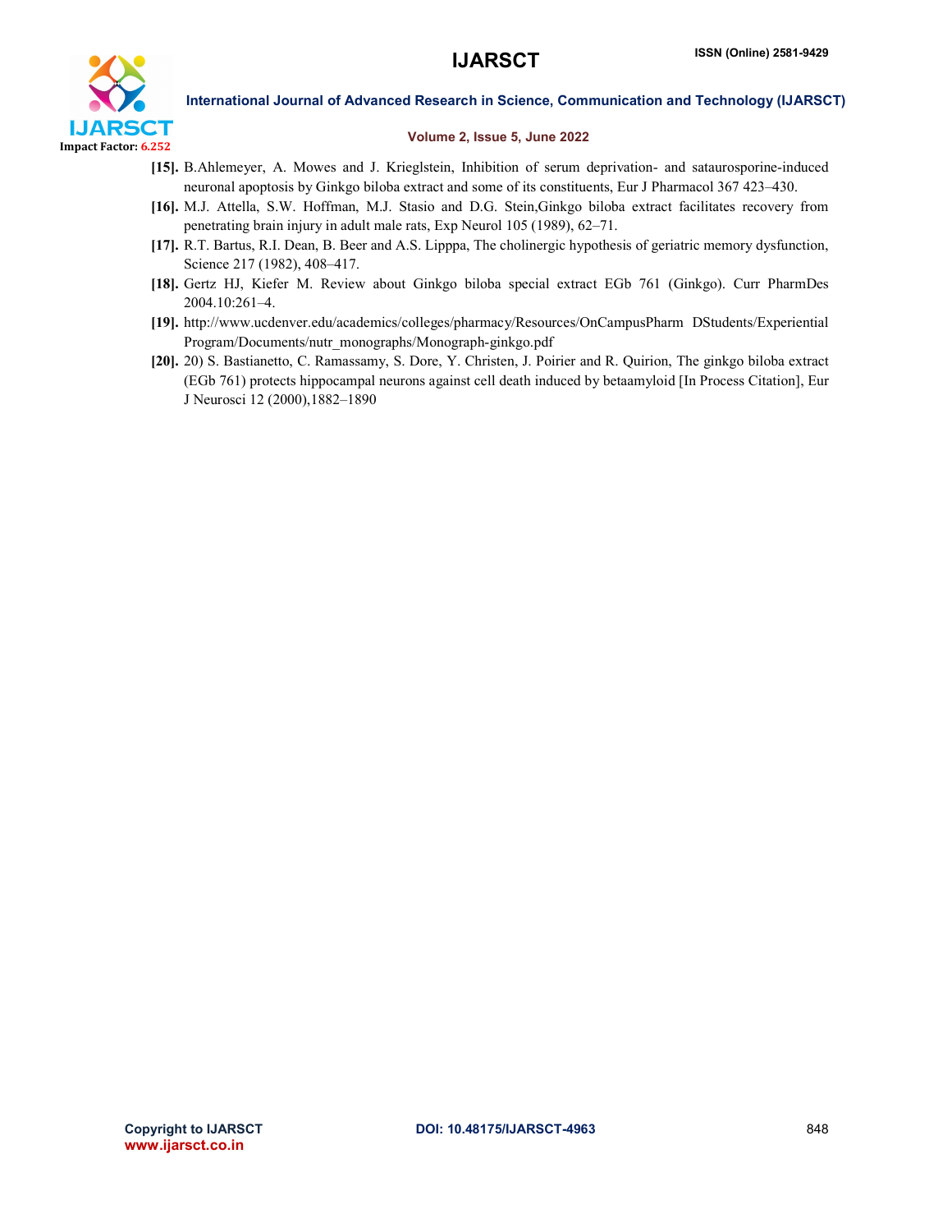[15]. B.Ahlemeyer, A. Mowes and J. Krieglstein, Inhibition of serum deprivation- and sataurosporine-induced neuronal apoptosis by Ginkgo biloba extract and some of its constituents, Eur J Pharmacol 367 423–430.

[16]. M.J. Attella, S.W. Hoffman, M.J. Stasio and D.G. Stein,Ginkgo biloba extract facilitates recovery from penetrating brain injury in adult male rats, Exp Neurol 105 (1989), 62–71.

[17]. R.T. Bartus, R.I. Dean, B. Beer and A.S. Lipppa, The cholinergic hypothesis of geriatric memory dysfunction, Science 217 (1982), 408–417.

[18]. Gertz HJ, Kiefer M. Review about Ginkgo biloba special extract EGb 761 (Ginkgo). Curr PharmDes 2004.10:261–4.

[19]. http://www.ucdenver.edu/academics/colleges/pharmacy/Resources/OnCampusPharm DStudents/Experiential Program/Documents/nutr_monographs/Monograph-ginkgo.pdf

[20]. 20) S. Bastianetto, C. Ramassamy, S. Dore, Y. Christen, J. Poirier and R. Quirion, The ginkgo biloba extract (EGb 761) protects hippocampal neurons against cell death induced by betaamyloid [In Process Citation], Eur J Neurosci 12 (2000),1882–1890